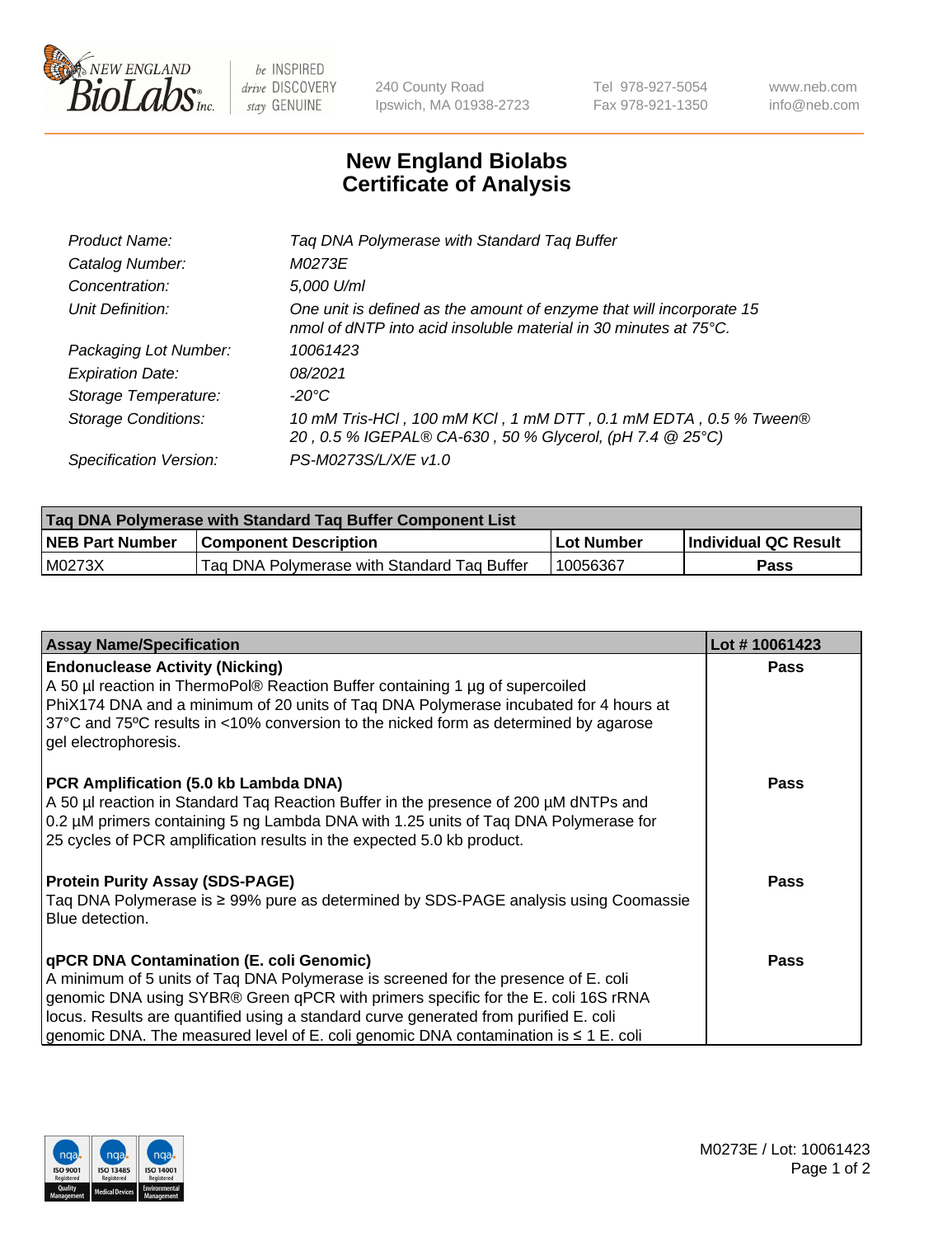# New England Biolabs Certificate of Analysis

| | |
|---|---|
| *Product Name:* | *Taq DNA Polymerase with Standard Taq Buffer* |
| *Catalog Number:* | *M0273E* |
| *Concentration:* | *5,000 U/ml* |
| *Unit Definition:* | *One unit is defined as the amount of enzyme that will incorporate 15 nmol of dNTP into acid insoluble material in 30 minutes at 75°C.* |
| *Packaging Lot Number:* | *10061423* |
| *Expiration Date:* | *08/2021* |
| *Storage Temperature:* | *-20°C* |
| *Storage Conditions:* | *10 mM Tris-HCl , 100 mM KCl , 1 mM DTT , 0.1 mM EDTA , 0.5 % Tween® 20 , 0.5 % IGEPAL® CA-630 , 50 % Glycerol, (pH 7.4 @ 25°C)* |
| *Specification Version:* | *PS-M0273S/L/X/E v1.0* |

| Taq DNA Polymerase with Standard Taq Buffer Component List | | | |
|---|---|---|---|
| **NEB Part Number** | **Component Description** | **Lot Number** | **Individual QC Result** |
| M0273X | Taq DNA Polymerase with Standard Taq Buffer | 10056367 | **Pass** |

| Assay Name/Specification | Lot # 10061423 |
|---|---|
| **Endonuclease Activity (Nicking)** A 50 µl reaction in ThermoPol® Reaction Buffer containing 1 µg of supercoiled PhiX174 DNA and a minimum of 20 units of Taq DNA Polymerase incubated for 4 hours at 37°C and 75ºC results in <10% conversion to the nicked form as determined by agarose gel electrophoresis. | **Pass** |
| **PCR Amplification (5.0 kb Lambda DNA)** A 50 µl reaction in Standard Taq Reaction Buffer in the presence of 200 µM dNTPs and 0.2 µM primers containing 5 ng Lambda DNA with 1.25 units of Taq DNA Polymerase for 25 cycles of PCR amplification results in the expected 5.0 kb product. | **Pass** |
| **Protein Purity Assay (SDS-PAGE)** Taq DNA Polymerase is ≥ 99% pure as determined by SDS-PAGE analysis using Coomassie Blue detection. | **Pass** |
| **qPCR DNA Contamination (E. coli Genomic)** A minimum of 5 units of Taq DNA Polymerase is screened for the presence of E. coli genomic DNA using SYBR® Green qPCR with primers specific for the E. coli 16S rRNA locus. Results are quantified using a standard curve generated from purified E. coli genomic DNA. The measured level of E. coli genomic DNA contamination is ≤ 1 E. coli | **Pass** |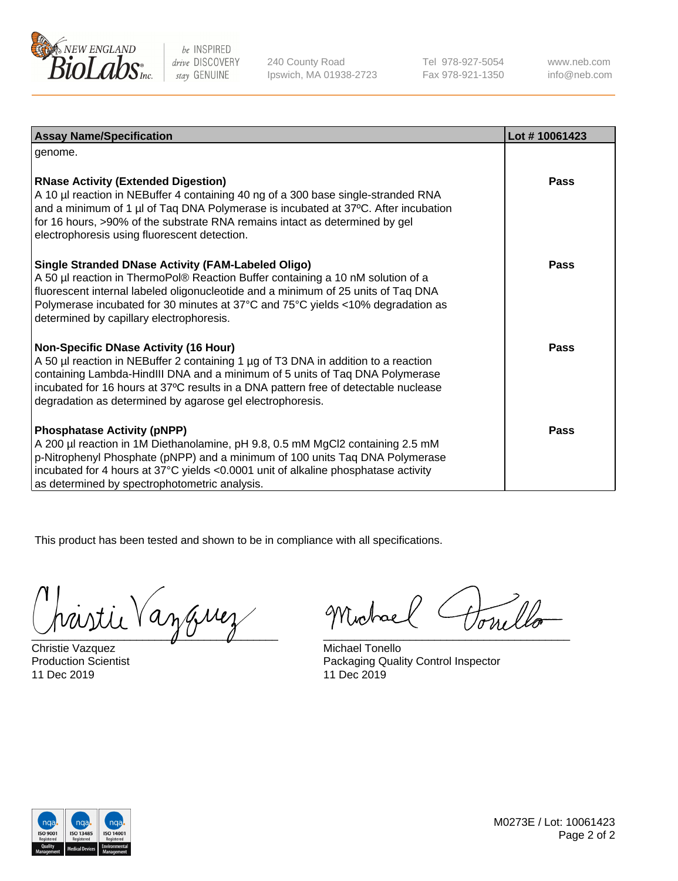| Assay Name/Specification | Lot # 10061423 |
|---|---|
| genome. | |
| **RNase Activity (Extended Digestion)**<br>A 10 µl reaction in NEBuffer 4 containing 40 ng of a 300 base single-stranded RNA and a minimum of 1 µl of Taq DNA Polymerase is incubated at 37ºC. After incubation for 16 hours, >90% of the substrate RNA remains intact as determined by gel electrophoresis using fluorescent detection. | **Pass** |
| **Single Stranded DNase Activity (FAM-Labeled Oligo)**<br>A 50 µl reaction in ThermoPol® Reaction Buffer containing a 10 nM solution of a fluorescent internal labeled oligonucleotide and a minimum of 25 units of Taq DNA Polymerase incubated for 30 minutes at 37°C and 75°C yields <10% degradation as determined by capillary electrophoresis. | **Pass** |
| **Non-Specific DNase Activity (16 Hour)**<br>A 50 µl reaction in NEBuffer 2 containing 1 µg of T3 DNA in addition to a reaction containing Lambda-HindIII DNA and a minimum of 5 units of Taq DNA Polymerase incubated for 16 hours at 37ºC results in a DNA pattern free of detectable nuclease degradation as determined by agarose gel electrophoresis. | **Pass** |
| **Phosphatase Activity (pNPP)**<br>A 200 µl reaction in 1M Diethanolamine, pH 9.8, 0.5 mM $MgCl_2$ containing 2.5 mM p-Nitrophenyl Phosphate (pNPP) and a minimum of 100 units Taq DNA Polymerase incubated for 4 hours at 37°C yields <0.0001 unit of alkaline phosphatase activity as determined by spectrophotometric analysis. | **Pass** |

This product has been tested and shown to be in compliance with all specifications.

Christie Vazquez
Production Scientist
11 Dec 2019

Michael Tonello
Packaging Quality Control Inspector
11 Dec 2019

M0273E / Lot: 10061423